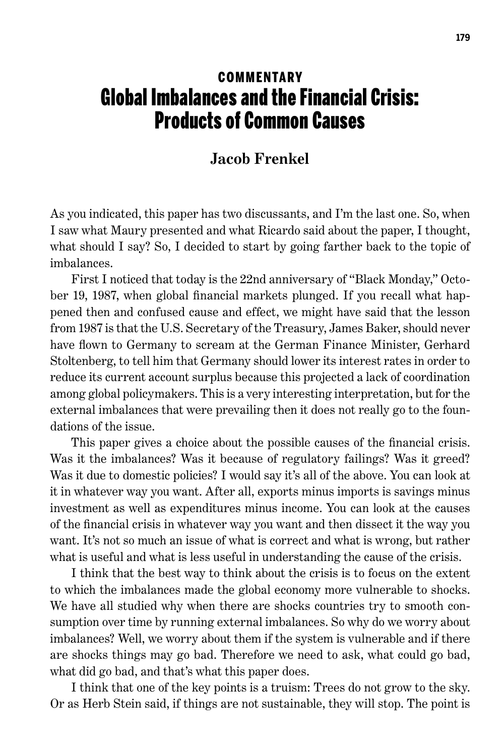## COMMENTARY

# Global Imbalances and the Financial Crisis: Products of Common Causes

**Jacob Frenkel**

As you indicated, this paper has two discussants, and I'm the last one. So, when I saw what Maury presented and what Ricardo said about the paper, I thought, what should I say? So, I decided to start by going farther back to the topic of imbalances.

First I noticed that today is the 22nd anniversary of "Black Monday," October 19, 1987, when global financial markets plunged. If you recall what happened then and confused cause and effect, we might have said that the lesson from 1987 is that the U.S. Secretary of the Treasury, James Baker, should never have flown to Germany to scream at the German Finance Minister, Gerhard Stoltenberg, to tell him that Germany should lower its interest rates in order to reduce its current account surplus because this projected a lack of coordination among global policymakers. This is a very interesting interpretation, but for the external imbalances that were prevailing then it does not really go to the foundations of the issue.

This paper gives a choice about the possible causes of the financial crisis. Was it the imbalances? Was it because of regulatory failings? Was it greed? Was it due to domestic policies? I would say it's all of the above. You can look at it in whatever way you want. After all, exports minus imports is savings minus investment as well as expenditures minus income. You can look at the causes of the financial crisis in whatever way you want and then dissect it the way you want. It's not so much an issue of what is correct and what is wrong, but rather what is useful and what is less useful in understanding the cause of the crisis.

I think that the best way to think about the crisis is to focus on the extent to which the imbalances made the global economy more vulnerable to shocks. We have all studied why when there are shocks countries try to smooth consumption over time by running external imbalances. So why do we worry about imbalances? Well, we worry about them if the system is vulnerable and if there are shocks things may go bad. Therefore we need to ask, what could go bad, what did go bad, and that's what this paper does.

I think that one of the key points is a truism: Trees do not grow to the sky. Or as Herb Stein said, if things are not sustainable, they will stop. The point is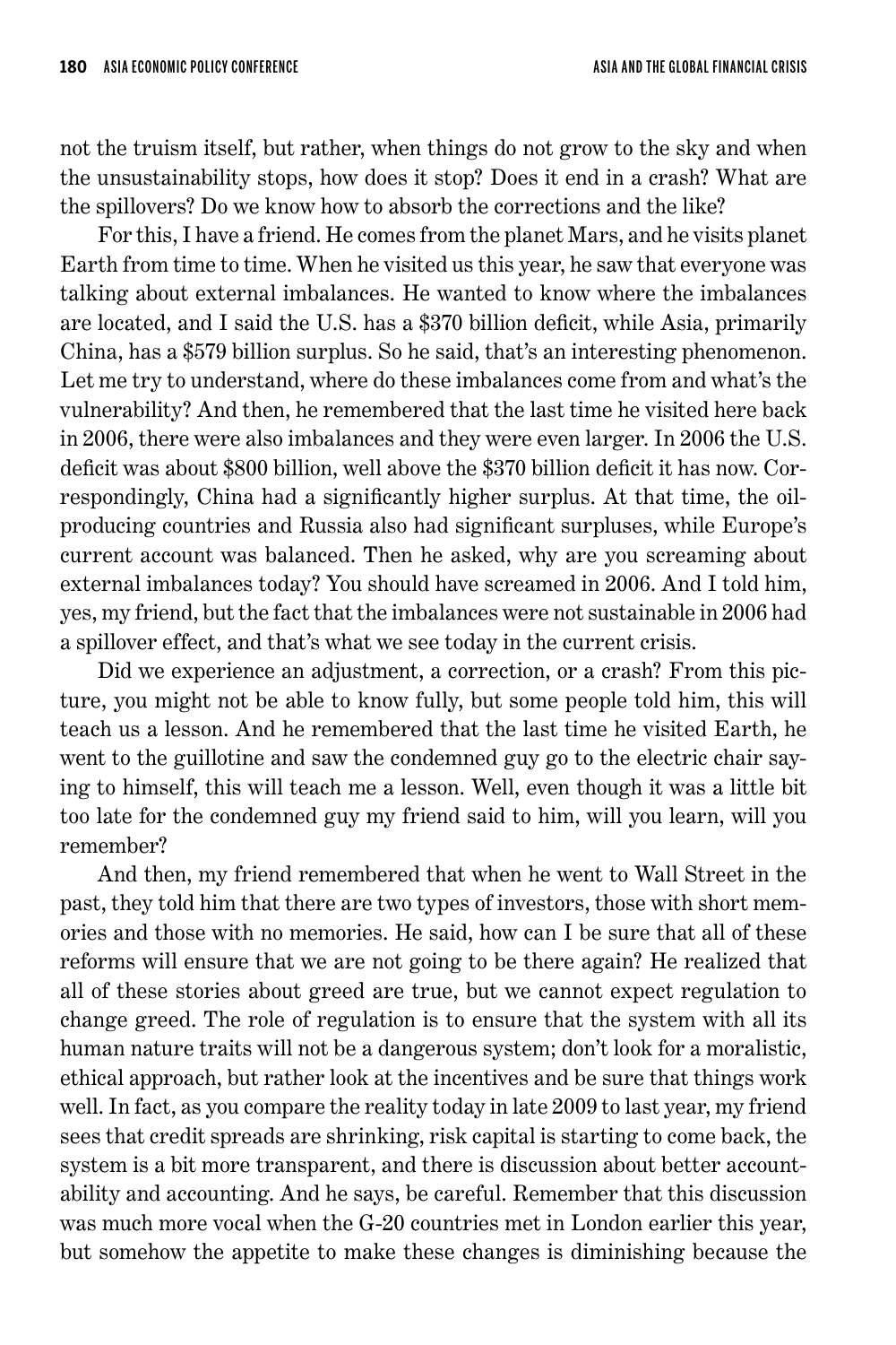not the truism itself, but rather, when things do not grow to the sky and when the unsustainability stops, how does it stop? Does it end in a crash? What are the spillovers? Do we know how to absorb the corrections and the like?

For this, I have a friend. He comes from the planet Mars, and he visits planet Earth from time to time. When he visited us this year, he saw that everyone was talking about external imbalances. He wanted to know where the imbalances are located, and I said the U.S. has a $370 billion deficit, while Asia, primarily China, has a $579 billion surplus. So he said, that's an interesting phenomenon. Let me try to understand, where do these imbalances come from and what's the vulnerability? And then, he remembered that the last time he visited here back in 2006, there were also imbalances and they were even larger. In 2006 the U.S. deficit was about $800 billion, well above the $370 billion deficit it has now. Correspondingly, China had a significantly higher surplus. At that time, the oil-producing countries and Russia also had significant surpluses, while Europe's current account was balanced. Then he asked, why are you screaming about external imbalances today? You should have screamed in 2006. And I told him, yes, my friend, but the fact that the imbalances were not sustainable in 2006 had a spillover effect, and that's what we see today in the current crisis.

Did we experience an adjustment, a correction, or a crash? From this picture, you might not be able to know fully, but some people told him, this will teach us a lesson. And he remembered that the last time he visited Earth, he went to the guillotine and saw the condemned guy go to the electric chair saying to himself, this will teach me a lesson. Well, even though it was a little bit too late for the condemned guy my friend said to him, will you learn, will you remember?

And then, my friend remembered that when he went to Wall Street in the past, they told him that there are two types of investors, those with short memories and those with no memories. He said, how can I be sure that all of these reforms will ensure that we are not going to be there again? He realized that all of these stories about greed are true, but we cannot expect regulation to change greed. The role of regulation is to ensure that the system with all its human nature traits will not be a dangerous system; don't look for a moralistic, ethical approach, but rather look at the incentives and be sure that things work well. In fact, as you compare the reality today in late 2009 to last year, my friend sees that credit spreads are shrinking, risk capital is starting to come back, the system is a bit more transparent, and there is discussion about better accountability and accounting. And he says, be careful. Remember that this discussion was much more vocal when the G-20 countries met in London earlier this year, but somehow the appetite to make these changes is diminishing because the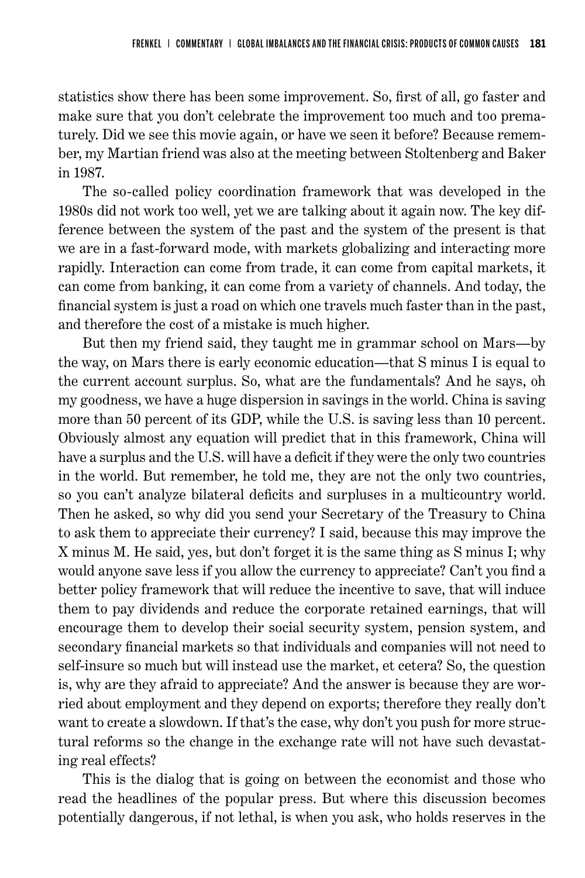statistics show there has been some improvement. So, first of all, go faster and make sure that you don't celebrate the improvement too much and too prematurely. Did we see this movie again, or have we seen it before? Because remember, my Martian friend was also at the meeting between Stoltenberg and Baker in 1987.

The so-called policy coordination framework that was developed in the 1980s did not work too well, yet we are talking about it again now. The key difference between the system of the past and the system of the present is that we are in a fast-forward mode, with markets globalizing and interacting more rapidly. Interaction can come from trade, it can come from capital markets, it can come from banking, it can come from a variety of channels. And today, the financial system is just a road on which one travels much faster than in the past, and therefore the cost of a mistake is much higher.

But then my friend said, they taught me in grammar school on Mars—by the way, on Mars there is early economic education—that S minus I is equal to the current account surplus. So, what are the fundamentals? And he says, oh my goodness, we have a huge dispersion in savings in the world. China is saving more than 50 percent of its GDP, while the U.S. is saving less than 10 percent. Obviously almost any equation will predict that in this framework, China will have a surplus and the U.S. will have a deficit if they were the only two countries in the world. But remember, he told me, they are not the only two countries, so you can't analyze bilateral deficits and surpluses in a multicountry world. Then he asked, so why did you send your Secretary of the Treasury to China to ask them to appreciate their currency? I said, because this may improve the X minus M. He said, yes, but don't forget it is the same thing as S minus I; why would anyone save less if you allow the currency to appreciate? Can't you find a better policy framework that will reduce the incentive to save, that will induce them to pay dividends and reduce the corporate retained earnings, that will encourage them to develop their social security system, pension system, and secondary financial markets so that individuals and companies will not need to self-insure so much but will instead use the market, et cetera? So, the question is, why are they afraid to appreciate? And the answer is because they are worried about employment and they depend on exports; therefore they really don't want to create a slowdown. If that's the case, why don't you push for more structural reforms so the change in the exchange rate will not have such devastating real effects?

This is the dialog that is going on between the economist and those who read the headlines of the popular press. But where this discussion becomes potentially dangerous, if not lethal, is when you ask, who holds reserves in the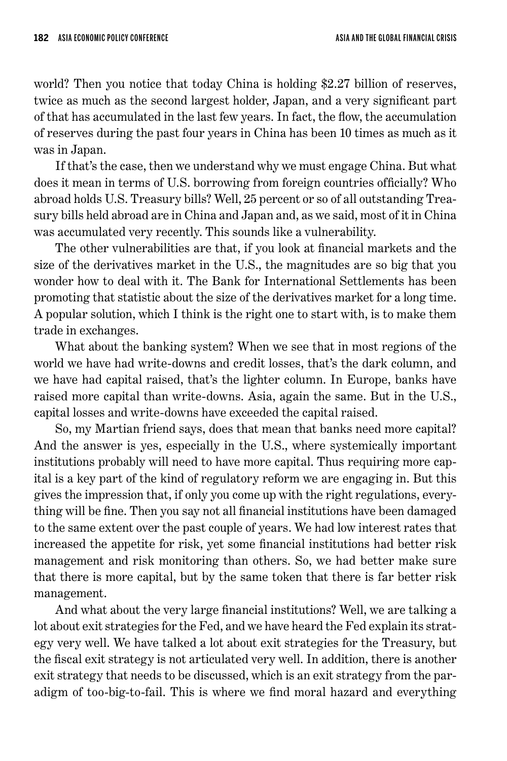world? Then you notice that today China is holding $2.27 billion of reserves, twice as much as the second largest holder, Japan, and a very significant part of that has accumulated in the last few years. In fact, the flow, the accumulation of reserves during the past four years in China has been 10 times as much as it was in Japan.

If that's the case, then we understand why we must engage China. But what does it mean in terms of U.S. borrowing from foreign countries officially? Who abroad holds U.S. Treasury bills? Well, 25 percent or so of all outstanding Treasury bills held abroad are in China and Japan and, as we said, most of it in China was accumulated very recently. This sounds like a vulnerability.

The other vulnerabilities are that, if you look at financial markets and the size of the derivatives market in the U.S., the magnitudes are so big that you wonder how to deal with it. The Bank for International Settlements has been promoting that statistic about the size of the derivatives market for a long time. A popular solution, which I think is the right one to start with, is to make them trade in exchanges.

What about the banking system? When we see that in most regions of the world we have had write-downs and credit losses, that's the dark column, and we have had capital raised, that's the lighter column. In Europe, banks have raised more capital than write-downs. Asia, again the same. But in the U.S., capital losses and write-downs have exceeded the capital raised.

So, my Martian friend says, does that mean that banks need more capital? And the answer is yes, especially in the U.S., where systemically important institutions probably will need to have more capital. Thus requiring more capital is a key part of the kind of regulatory reform we are engaging in. But this gives the impression that, if only you come up with the right regulations, everything will be fine. Then you say not all financial institutions have been damaged to the same extent over the past couple of years. We had low interest rates that increased the appetite for risk, yet some financial institutions had better risk management and risk monitoring than others. So, we had better make sure that there is more capital, but by the same token that there is far better risk management.

And what about the very large financial institutions? Well, we are talking a lot about exit strategies for the Fed, and we have heard the Fed explain its strategy very well. We have talked a lot about exit strategies for the Treasury, but the fiscal exit strategy is not articulated very well. In addition, there is another exit strategy that needs to be discussed, which is an exit strategy from the paradigm of too-big-to-fail. This is where we find moral hazard and everything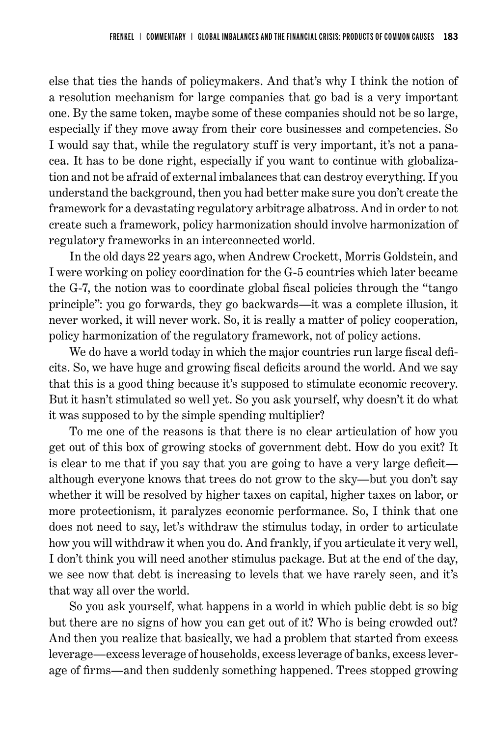else that ties the hands of policymakers. And that's why I think the notion of a resolution mechanism for large companies that go bad is a very important one. By the same token, maybe some of these companies should not be so large, especially if they move away from their core businesses and competencies. So I would say that, while the regulatory stuff is very important, it's not a panacea. It has to be done right, especially if you want to continue with globalization and not be afraid of external imbalances that can destroy everything. If you understand the background, then you had better make sure you don't create the framework for a devastating regulatory arbitrage albatross. And in order to not create such a framework, policy harmonization should involve harmonization of regulatory frameworks in an interconnected world.

In the old days 22 years ago, when Andrew Crockett, Morris Goldstein, and I were working on policy coordination for the G-5 countries which later became the G-7, the notion was to coordinate global fiscal policies through the "tango principle": you go forwards, they go backwards—it was a complete illusion, it never worked, it will never work. So, it is really a matter of policy cooperation, policy harmonization of the regulatory framework, not of policy actions.

We do have a world today in which the major countries run large fiscal deficits. So, we have huge and growing fiscal deficits around the world. And we say that this is a good thing because it's supposed to stimulate economic recovery. But it hasn't stimulated so well yet. So you ask yourself, why doesn't it do what it was supposed to by the simple spending multiplier?

To me one of the reasons is that there is no clear articulation of how you get out of this box of growing stocks of government debt. How do you exit? It is clear to me that if you say that you are going to have a very large deficit—although everyone knows that trees do not grow to the sky—but you don't say whether it will be resolved by higher taxes on capital, higher taxes on labor, or more protectionism, it paralyzes economic performance. So, I think that one does not need to say, let's withdraw the stimulus today, in order to articulate how you will withdraw it when you do. And frankly, if you articulate it very well, I don't think you will need another stimulus package. But at the end of the day, we see now that debt is increasing to levels that we have rarely seen, and it's that way all over the world.

So you ask yourself, what happens in a world in which public debt is so big but there are no signs of how you can get out of it? Who is being crowded out? And then you realize that basically, we had a problem that started from excess leverage—excess leverage of households, excess leverage of banks, excess leverage of firms—and then suddenly something happened. Trees stopped growing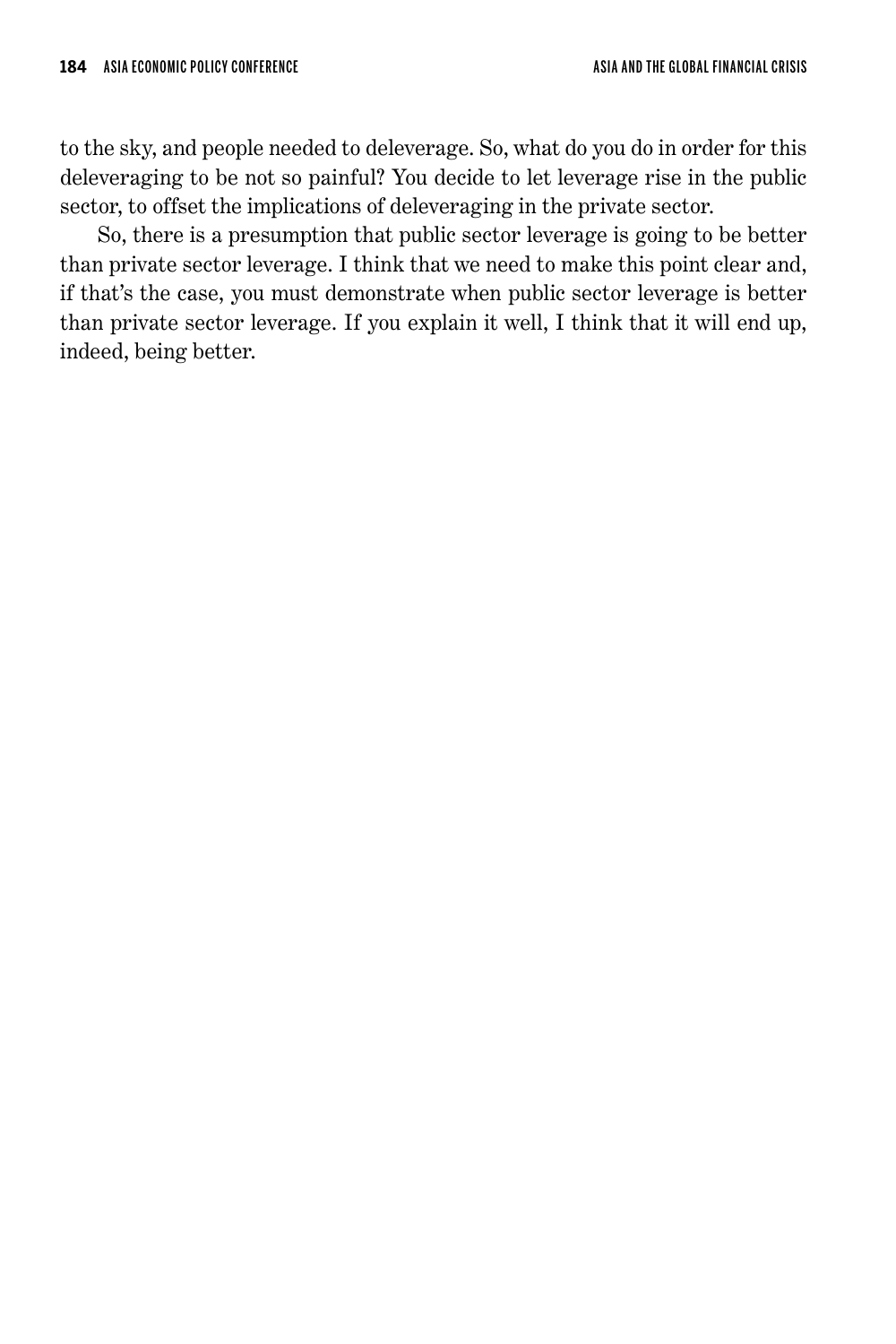to the sky, and people needed to deleverage. So, what do you do in order for this deleveraging to be not so painful? You decide to let leverage rise in the public sector, to offset the implications of deleveraging in the private sector.

So, there is a presumption that public sector leverage is going to be better than private sector leverage. I think that we need to make this point clear and, if that's the case, you must demonstrate when public sector leverage is better than private sector leverage. If you explain it well, I think that it will end up, indeed, being better.